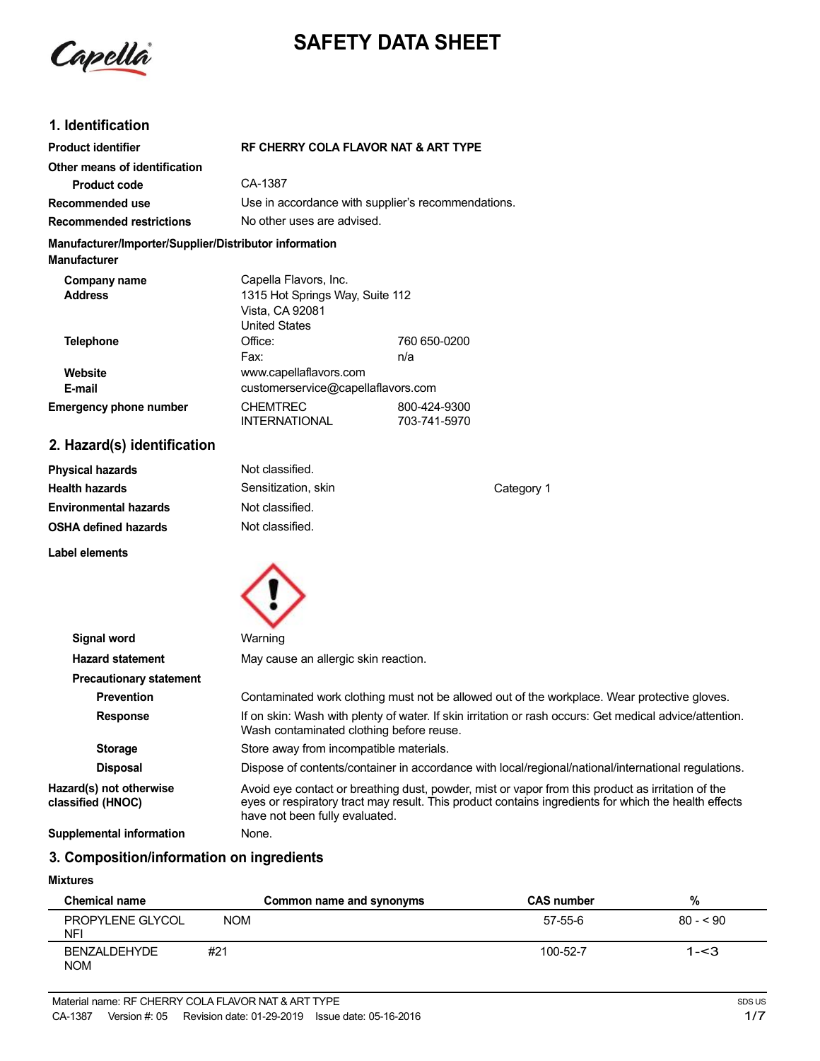# SAFETY DATA SHEET

## 1. Identification

| | |
|---|---|
| **Product identifier** | **RF CHERRY COLA FLAVOR NAT & ART TYPE** |
| **Other means of identification** | |
| **Product code** | CA-1387 |
| **Recommended use** | Use in accordance with supplier's recommendations. |
| **Recommended restrictions** | No other uses are advised. |

**Manufacturer/Importer/Supplier/Distributor information**

**Manufacturer**

| | | |
|---|---|---|
| **Company name** | Capella Flavors, Inc. | |
| **Address** | 1315 Hot Springs Way, Suite 112<br>Vista, CA 92081<br>United States | |
| **Telephone** | Office: | 760 650-0200 |
| | Fax: | n/a |
| **Website** | www.capellaflavors.com | |
| **E-mail** | customerservice@capellaflavors.com | |
| **Emergency phone number** | CHEMTREC | 800-424-9300 |
| | INTERNATIONAL | 703-741-5970 |

## 2. Hazard(s) identification

| | | |
|---|---|---|
| **Physical hazards** | Not classified. | |
| **Health hazards** | Sensitization, skin | Category 1 |
| **Environmental hazards** | Not classified. | |
| **OSHA defined hazards** | Not classified. | |

**Label elements**

| | |
|---|---|
| **Signal word** | Warning |
| **Hazard statement** | May cause an allergic skin reaction. |
| **Precautionary statement** | |
| **Prevention** | Contaminated work clothing must not be allowed out of the workplace. Wear protective gloves. |
| **Response** | If on skin: Wash with plenty of water. If skin irritation or rash occurs: Get medical advice/attention. Wash contaminated clothing before reuse. |
| **Storage** | Store away from incompatible materials. |
| **Disposal** | Dispose of contents/container in accordance with local/regional/national/international regulations. |
| **Hazard(s) not otherwise classified (HNOC)** | Avoid eye contact or breathing dust, powder, mist or vapor from this product as irritation of the eyes or respiratory tract may result. This product contains ingredients for which the health effects have not been fully evaluated. |
| **Supplemental information** | None. |

## 3. Composition/information on ingredients

**Mixtures**

| Chemical name | Common name and synonyms | CAS number | % |
|---|---|---|---|
| PROPYLENE GLYCOL NFI | NOM | 57-55-6 | 80 - < 90 |
| BENZALDEHYDE NOM | #21 | 100-52-7 | 1-<3 |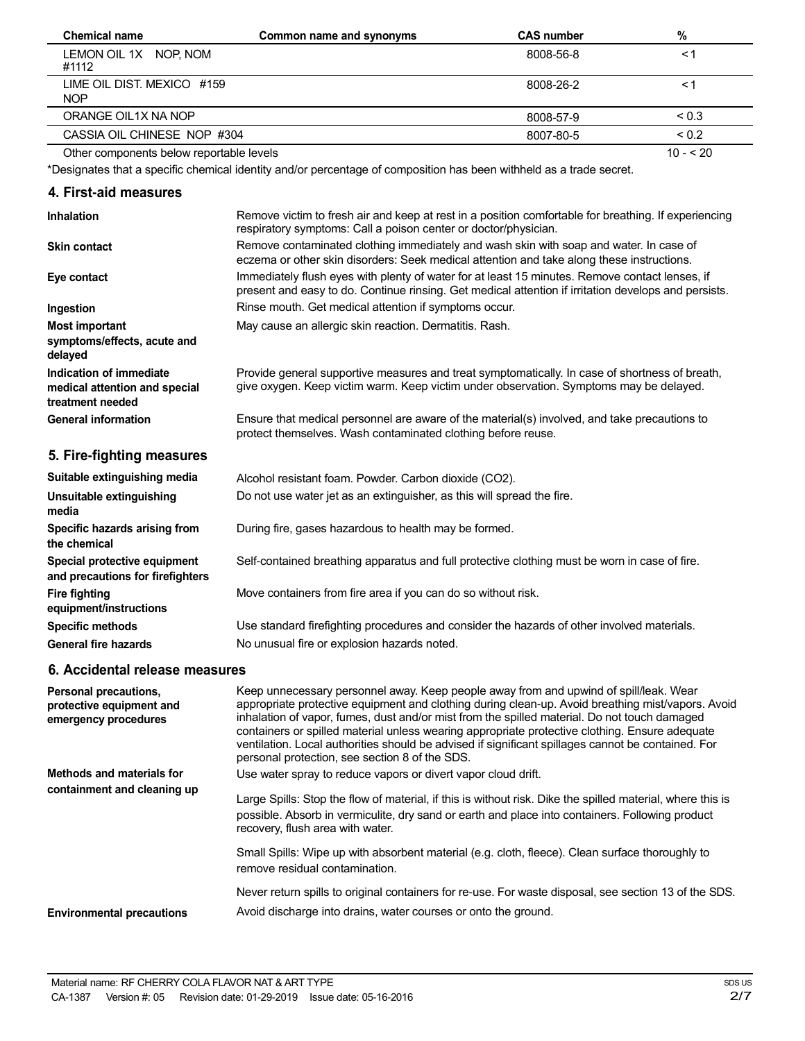| Chemical name | Common name and synonyms | CAS number | % |
|---|---|---|---|
| LEMON OIL 1X NOP, NOM #1112 | | 8008-56-8 | < 1 |
| LIME OIL DIST. MEXICO #159 NOP | | 8008-26-2 | < 1 |
| ORANGE OIL1X NA NOP | | 8008-57-9 | < 0.3 |
| CASSIA OIL CHINESE NOP #304 | | 8007-80-5 | < 0.2 |
| Other components below reportable levels | | | 10 - < 20 |

*Designates that a specific chemical identity and/or percentage of composition has been withheld as a trade secret.

## 4. First-aid measures

**Inhalation**
Remove victim to fresh air and keep at rest in a position comfortable for breathing. If experiencing respiratory symptoms: Call a poison center or doctor/physician.

**Skin contact**
Remove contaminated clothing immediately and wash skin with soap and water. In case of eczema or other skin disorders: Seek medical attention and take along these instructions.

**Eye contact**
Immediately flush eyes with plenty of water for at least 15 minutes. Remove contact lenses, if present and easy to do. Continue rinsing. Get medical attention if irritation develops and persists.

**Ingestion**
Rinse mouth. Get medical attention if symptoms occur.

**Most important symptoms/effects, acute and delayed**
May cause an allergic skin reaction. Dermatitis. Rash.

**Indication of immediate medical attention and special treatment needed**
Provide general supportive measures and treat symptomatically. In case of shortness of breath, give oxygen. Keep victim warm. Keep victim under observation. Symptoms may be delayed.

**General information**
Ensure that medical personnel are aware of the material(s) involved, and take precautions to protect themselves. Wash contaminated clothing before reuse.

## 5. Fire-fighting measures

**Suitable extinguishing media**
Alcohol resistant foam. Powder. Carbon dioxide ($CO_2$).

**Unsuitable extinguishing media**
Do not use water jet as an extinguisher, as this will spread the fire.

**Specific hazards arising from the chemical**
During fire, gases hazardous to health may be formed.

**Special protective equipment and precautions for firefighters**
Self-contained breathing apparatus and full protective clothing must be worn in case of fire.

**Fire fighting equipment/instructions**
Move containers from fire area if you can do so without risk.

**Specific methods**
Use standard firefighting procedures and consider the hazards of other involved materials.

**General fire hazards**
No unusual fire or explosion hazards noted.

## 6. Accidental release measures

**Personal precautions, protective equipment and emergency procedures**
Keep unnecessary personnel away. Keep people away from and upwind of spill/leak. Wear appropriate protective equipment and clothing during clean-up. Avoid breathing mist/vapors. Avoid inhalation of vapor, fumes, dust and/or mist from the spilled material. Do not touch damaged containers or spilled material unless wearing appropriate protective clothing. Ensure adequate ventilation. Local authorities should be advised if significant spillages cannot be contained. For personal protection, see section 8 of the SDS.

**Methods and materials for containment and cleaning up**
Use water spray to reduce vapors or divert vapor cloud drift.

Large Spills: Stop the flow of material, if this is without risk. Dike the spilled material, where this is possible. Absorb in vermiculite, dry sand or earth and place into containers. Following product recovery, flush area with water.

Small Spills: Wipe up with absorbent material (e.g. cloth, fleece). Clean surface thoroughly to remove residual contamination.

Never return spills to original containers for re-use. For waste disposal, see section 13 of the SDS.

**Environmental precautions**
Avoid discharge into drains, water courses or onto the ground.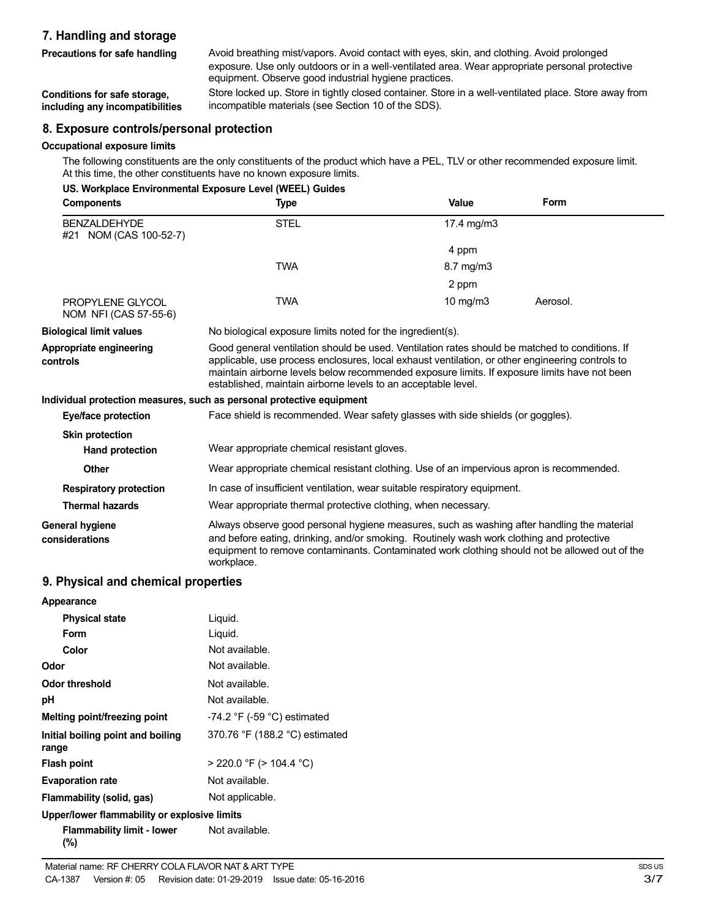## 7. Handling and storage

**Precautions for safe handling**
Avoid breathing mist/vapors. Avoid contact with eyes, skin, and clothing. Avoid prolonged exposure. Use only outdoors or in a well-ventilated area. Wear appropriate personal protective equipment. Observe good industrial hygiene practices.

**Conditions for safe storage, including any incompatibilities**
Store locked up. Store in tightly closed container. Store in a well-ventilated place. Store away from incompatible materials (see Section 10 of the SDS).

## 8. Exposure controls/personal protection

### Occupational exposure limits

The following constituents are the only constituents of the product which have a PEL, TLV or other recommended exposure limit. At this time, the other constituents have no known exposure limits.

**US. Workplace Environmental Exposure Level (WEEL) Guides**

| Components | Type | Value | Form |
|---|---|---|---|
| BENZALDEHYDE #21 NOM (CAS 100-52-7) | STEL | 17.4 mg/m3 | |
| | | 4 ppm | |
| | TWA | 8.7 mg/m3 | |
| | | 2 ppm | |
| PROPYLENE GLYCOL NOM NFI (CAS 57-55-6) | TWA | 10 mg/m3 | Aerosol. |

**Biological limit values**
No biological exposure limits noted for the ingredient(s).

**Appropriate engineering controls**
Good general ventilation should be used. Ventilation rates should be matched to conditions. If applicable, use process enclosures, local exhaust ventilation, or other engineering controls to maintain airborne levels below recommended exposure limits. If exposure limits have not been established, maintain airborne levels to an acceptable level.

### Individual protection measures, such as personal protective equipment

**Eye/face protection**
Face shield is recommended. Wear safety glasses with side shields (or goggles).

**Skin protection**

**Hand protection**
Wear appropriate chemical resistant gloves.

**Other**
Wear appropriate chemical resistant clothing. Use of an impervious apron is recommended.

**Respiratory protection**
In case of insufficient ventilation, wear suitable respiratory equipment.

**Thermal hazards**
Wear appropriate thermal protective clothing, when necessary.

**General hygiene considerations**
Always observe good personal hygiene measures, such as washing after handling the material and before eating, drinking, and/or smoking. Routinely wash work clothing and protective equipment to remove contaminants. Contaminated work clothing should not be allowed out of the workplace.

## 9. Physical and chemical properties

**Appearance**

| | |
|---|---|
| **Physical state** | Liquid. |
| **Form** | Liquid. |
| **Color** | Not available. |
| **Odor** | Not available. |
| **Odor threshold** | Not available. |
| **pH** | Not available. |
| **Melting point/freezing point** | -74.2 °F (-59 °C) estimated |
| **Initial boiling point and boiling range** | 370.76 °F (188.2 °C) estimated |
| **Flash point** | > 220.0 °F (> 104.4 °C) |
| **Evaporation rate** | Not available. |
| **Flammability (solid, gas)** | Not applicable. |

**Upper/lower flammability or explosive limits**

| | |
|---|---|
| **Flammability limit - lower (%)** | Not available. |

Material name: RF CHERRY COLA FLAVOR NAT & ART TYPE
CA-1387 Version #: 05 Revision date: 01-29-2019 Issue date: 05-16-2016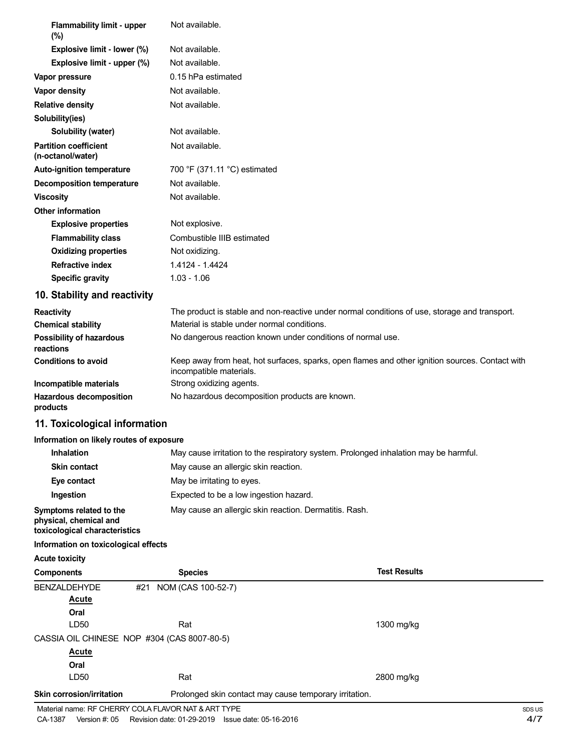| | |
|---|---|
| **Flammability limit - upper (%)** | Not available. |
| **Explosive limit - lower (%)** | Not available. |
| **Explosive limit - upper (%)** | Not available. |
| **Vapor pressure** | 0.15 hPa estimated |
| **Vapor density** | Not available. |
| **Relative density** | Not available. |
| **Solubility(ies)** | |
| **Solubility (water)** | Not available. |
| **Partition coefficient (n-octanol/water)** | Not available. |
| **Auto-ignition temperature** | 700 °F (371.11 °C) estimated |
| **Decomposition temperature** | Not available. |
| **Viscosity** | Not available. |
| **Other information** | |
| **Explosive properties** | Not explosive. |
| **Flammability class** | Combustible IIIB estimated |
| **Oxidizing properties** | Not oxidizing. |
| **Refractive index** | 1.4124 - 1.4424 |
| **Specific gravity** | 1.03 - 1.06 |

## 10. Stability and reactivity

| | |
|---|---|
| **Reactivity** | The product is stable and non-reactive under normal conditions of use, storage and transport. |
| **Chemical stability** | Material is stable under normal conditions. |
| **Possibility of hazardous reactions** | No dangerous reaction known under conditions of normal use. |
| **Conditions to avoid** | Keep away from heat, hot surfaces, sparks, open flames and other ignition sources. Contact with incompatible materials. |
| **Incompatible materials** | Strong oxidizing agents. |
| **Hazardous decomposition products** | No hazardous decomposition products are known. |

## 11. Toxicological information

**Information on likely routes of exposure**

| | |
|---|---|
| **Inhalation** | May cause irritation to the respiratory system. Prolonged inhalation may be harmful. |
| **Skin contact** | May cause an allergic skin reaction. |
| **Eye contact** | May be irritating to eyes. |
| **Ingestion** | Expected to be a low ingestion hazard. |
| **Symptoms related to the physical, chemical and toxicological characteristics** | May cause an allergic skin reaction. Dermatitis. Rash. |

**Information on toxicological effects**

**Acute toxicity**

| Components | Species | Test Results |
|---|---|---|
| BENZALDEHYDE #21 NOM (CAS 100-52-7) | | |
| ***Acute*** | | |
| **Oral** | | |
| LD50 | Rat | 1300 mg/kg |
| CASSIA OIL CHINESE NOP #304 (CAS 8007-80-5) | | |
| ***Acute*** | | |
| **Oral** | | |
| LD50 | Rat | 2800 mg/kg |

| | |
|---|---|
| **Skin corrosion/irritation** | Prolonged skin contact may cause temporary irritation. |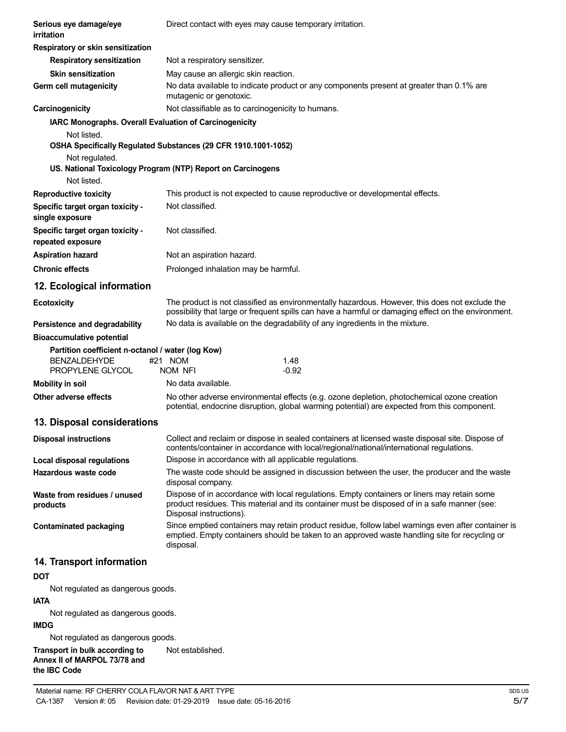| | |
|---|---|
| **Serious eye damage/eye irritation** | Direct contact with eyes may cause temporary irritation. |
| **Respiratory or skin sensitization** | |
| **Respiratory sensitization** | Not a respiratory sensitizer. |
| **Skin sensitization** | May cause an allergic skin reaction. |
| **Germ cell mutagenicity** | No data available to indicate product or any components present at greater than 0.1% are mutagenic or genotoxic. |
| **Carcinogenicity** | Not classifiable as to carcinogenicity to humans. |

**IARC Monographs. Overall Evaluation of Carcinogenicity**

Not listed.

**OSHA Specifically Regulated Substances (29 CFR 1910.1001-1052)**

Not regulated.

**US. National Toxicology Program (NTP) Report on Carcinogens**

Not listed.

| | |
|---|---|
| **Reproductive toxicity** | This product is not expected to cause reproductive or developmental effects. |
| **Specific target organ toxicity - single exposure** | Not classified. |
| **Specific target organ toxicity - repeated exposure** | Not classified. |
| **Aspiration hazard** | Not an aspiration hazard. |
| **Chronic effects** | Prolonged inhalation may be harmful. |

## 12. Ecological information

| | |
|---|---|
| **Ecotoxicity** | The product is not classified as environmentally hazardous. However, this does not exclude the possibility that large or frequent spills can have a harmful or damaging effect on the environment. |
| **Persistence and degradability** | No data is available on the degradability of any ingredients in the mixture. |
| **Bioaccumulative potential** | |

**Partition coefficient n-octanol / water (log Kow)**

| | |
|---|---|
| BENZALDEHYDE #21 NOM | 1.48 |
| PROPYLENE GLYCOL NOM NFI | -0.92 |

| | |
|---|---|
| **Mobility in soil** | No data available. |
| **Other adverse effects** | No other adverse environmental effects (e.g. ozone depletion, photochemical ozone creation potential, endocrine disruption, global warming potential) are expected from this component. |

## 13. Disposal considerations

| | |
|---|---|
| **Disposal instructions** | Collect and reclaim or dispose in sealed containers at licensed waste disposal site. Dispose of contents/container in accordance with local/regional/national/international regulations. |
| **Local disposal regulations** | Dispose in accordance with all applicable regulations. |
| **Hazardous waste code** | The waste code should be assigned in discussion between the user, the producer and the waste disposal company. |
| **Waste from residues / unused products** | Dispose of in accordance with local regulations. Empty containers or liners may retain some product residues. This material and its container must be disposed of in a safe manner (see: Disposal instructions). |
| **Contaminated packaging** | Since emptied containers may retain product residue, follow label warnings even after container is emptied. Empty containers should be taken to an approved waste handling site for recycling or disposal. |

## 14. Transport information

**DOT**

Not regulated as dangerous goods.

**IATA**

Not regulated as dangerous goods.

**IMDG**

Not regulated as dangerous goods.

| | |
|---|---|
| **Transport in bulk according to Annex II of MARPOL 73/78 and the IBC Code** | Not established. |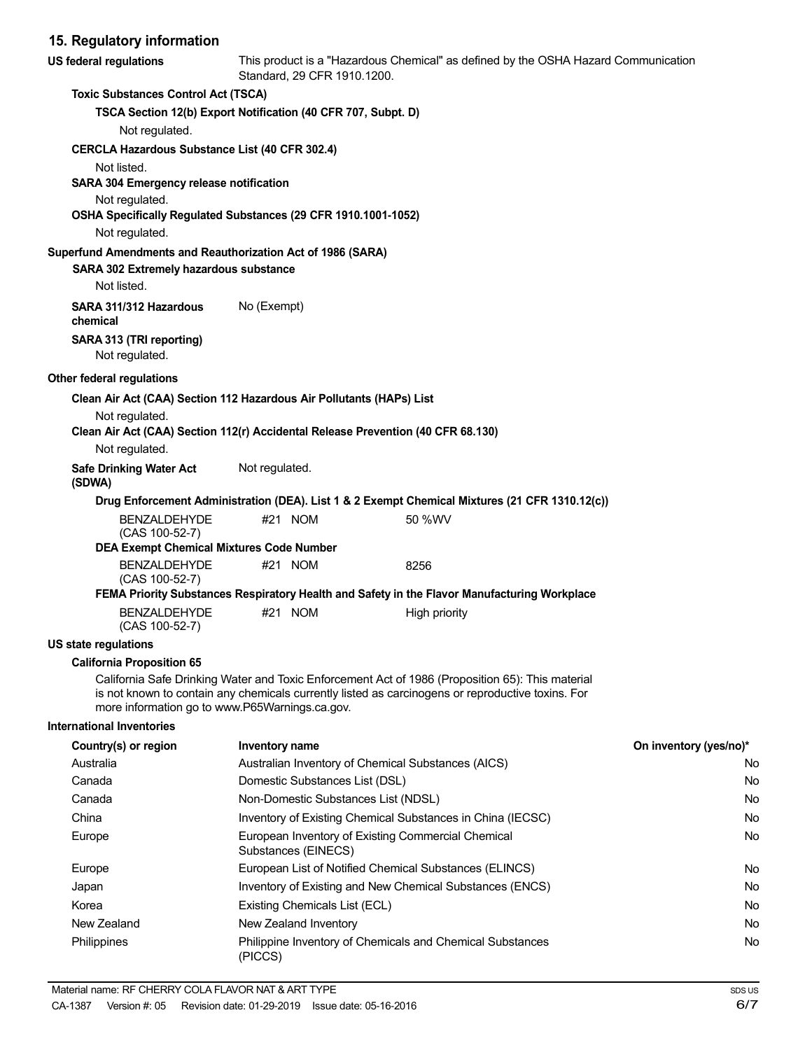## 15. Regulatory information

**US federal regulations** This product is a "Hazardous Chemical" as defined by the OSHA Hazard Communication Standard, 29 CFR 1910.1200.

**Toxic Substances Control Act (TSCA)**

**TSCA Section 12(b) Export Notification (40 CFR 707, Subpt. D)**

Not regulated.

**CERCLA Hazardous Substance List (40 CFR 302.4)**

Not listed.

**SARA 304 Emergency release notification**

Not regulated.

**OSHA Specifically Regulated Substances (29 CFR 1910.1001-1052)**

Not regulated.

**Superfund Amendments and Reauthorization Act of 1986 (SARA)**

**SARA 302 Extremely hazardous substance**

Not listed.

**SARA 311/312 Hazardous chemical** No (Exempt)

**SARA 313 (TRI reporting)**

Not regulated.

**Other federal regulations**

**Clean Air Act (CAA) Section 112 Hazardous Air Pollutants (HAPs) List**

Not regulated.

**Clean Air Act (CAA) Section 112(r) Accidental Release Prevention (40 CFR 68.130)**

Not regulated.

**Safe Drinking Water Act (SDWA)** Not regulated.

**Drug Enforcement Administration (DEA). List 1 & 2 Exempt Chemical Mixtures (21 CFR 1310.12(c))**

| | | |
|---|---|---|
| BENZALDEHYDE (CAS 100-52-7) | #21 NOM | 50 %WV |

**DEA Exempt Chemical Mixtures Code Number**

| | | |
|---|---|---|
| BENZALDEHYDE (CAS 100-52-7) | #21 NOM | 8256 |

**FEMA Priority Substances Respiratory Health and Safety in the Flavor Manufacturing Workplace**

| | | |
|---|---|---|
| BENZALDEHYDE (CAS 100-52-7) | #21 NOM | High priority |

**US state regulations**

**California Proposition 65**

California Safe Drinking Water and Toxic Enforcement Act of 1986 (Proposition 65): This material is not known to contain any chemicals currently listed as carcinogens or reproductive toxins. For more information go to www.P65Warnings.ca.gov.

**International Inventories**

| Country(s) or region | Inventory name | On inventory (yes/no)* |
|---|---|---|
| Australia | Australian Inventory of Chemical Substances (AICS) | No |
| Canada | Domestic Substances List (DSL) | No |
| Canada | Non-Domestic Substances List (NDSL) | No |
| China | Inventory of Existing Chemical Substances in China (IECSC) | No |
| Europe | European Inventory of Existing Commercial Chemical Substances (EINECS) | No |
| Europe | European List of Notified Chemical Substances (ELINCS) | No |
| Japan | Inventory of Existing and New Chemical Substances (ENCS) | No |
| Korea | Existing Chemicals List (ECL) | No |
| New Zealand | New Zealand Inventory | No |
| Philippines | Philippine Inventory of Chemicals and Chemical Substances (PICCS) | No |

Material name: RF CHERRY COLA FLAVOR NAT & ART TYPE

CA-1387 Version #: 05 Revision date: 01-29-2019 Issue date: 05-16-2016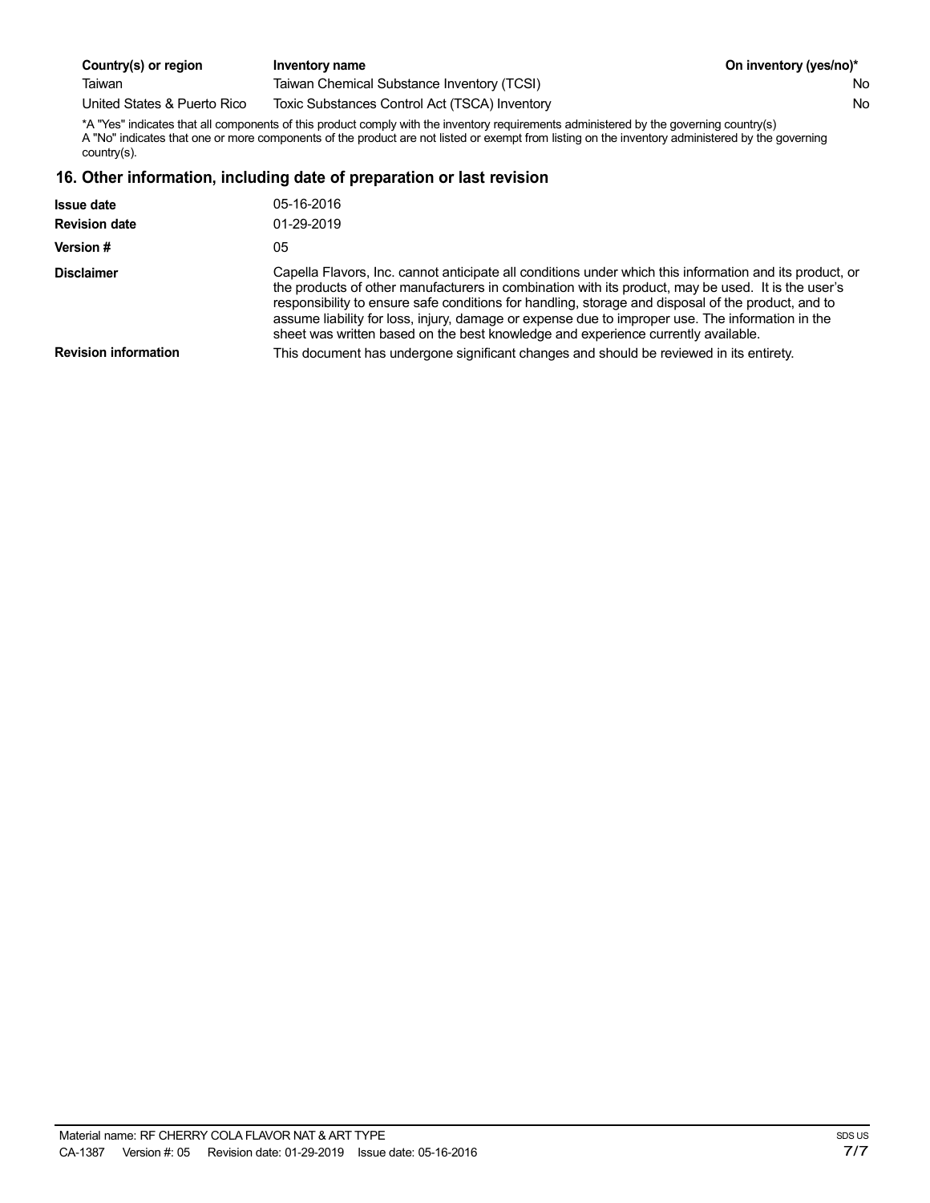| Country(s) or region | Inventory name | On inventory (yes/no)* |
|---|---|---|
| Taiwan | Taiwan Chemical Substance Inventory (TCSI) | No |
| United States & Puerto Rico | Toxic Substances Control Act (TSCA) Inventory | No |

*A "Yes" indicates that all components of this product comply with the inventory requirements administered by the governing country(s)
A "No" indicates that one or more components of the product are not listed or exempt from listing on the inventory administered by the governing country(s).

## 16. Other information, including date of preparation or last revision

| | |
|---|---|
| **Issue date** | 05-16-2016 |
| **Revision date** | 01-29-2019 |
| **Version #** | 05 |
| **Disclaimer** | Capella Flavors, Inc. cannot anticipate all conditions under which this information and its product, or the products of other manufacturers in combination with its product, may be used. It is the user's responsibility to ensure safe conditions for handling, storage and disposal of the product, and to assume liability for loss, injury, damage or expense due to improper use. The information in the sheet was written based on the best knowledge and experience currently available. |
| **Revision information** | This document has undergone significant changes and should be reviewed in its entirety. |